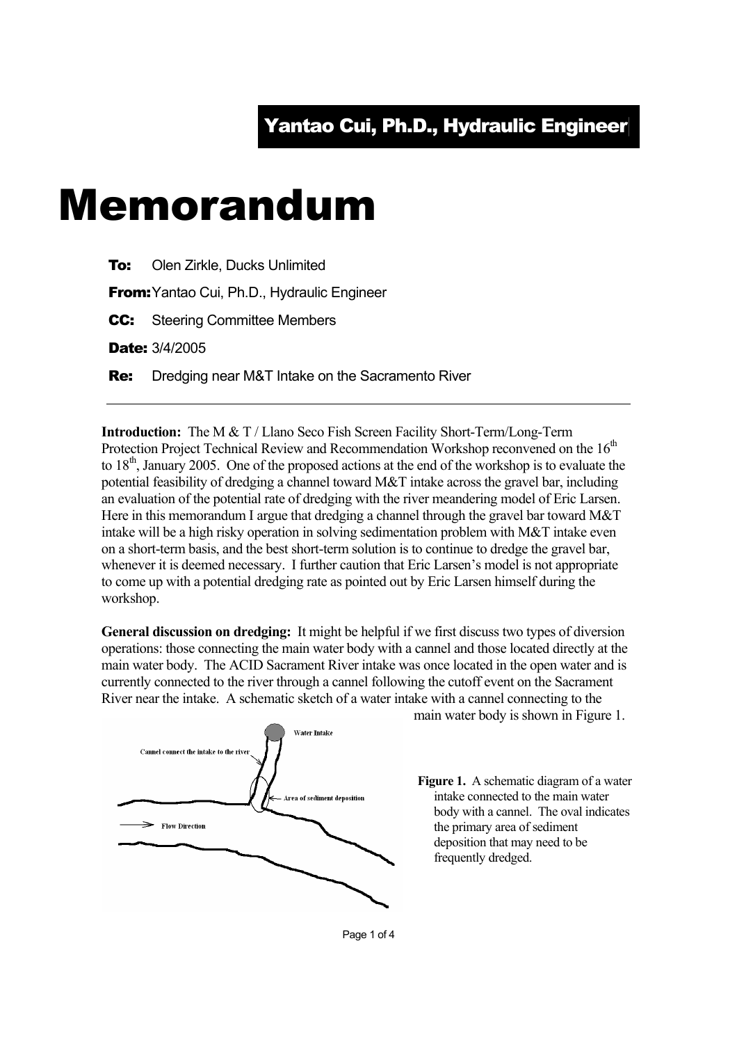Yantao Cui, Ph.D., Hydraulic Engineer

# Memorandum

**To:** Olen Zirkle, Ducks Unlimited

**From:** Yantao Cui, Ph.D., Hydraulic Engineer

**CC:** Steering Committee Members

**Date:** 3/4/2005

**Re:** Dredging near M&T Intake on the Sacramento River

---

**Introduction:** The M & T / Llano Seco Fish Screen Facility Short-Term/Long-Term Protection Project Technical Review and Recommendation Workshop reconvened on the 16th to 18th, January 2005. One of the proposed actions at the end of the workshop is to evaluate the potential feasibility of dredging a channel toward M&T intake across the gravel bar, including an evaluation of the potential rate of dredging with the river meandering model of Eric Larsen. Here in this memorandum I argue that dredging a channel through the gravel bar toward M&T intake will be a high risky operation in solving sedimentation problem with M&T intake even on a short-term basis, and the best short-term solution is to continue to dredge the gravel bar, whenever it is deemed necessary. I further caution that Eric Larsen's model is not appropriate to come up with a potential dredging rate as pointed out by Eric Larsen himself during the workshop.

**General discussion on dredging:** It might be helpful if we first discuss two types of diversion operations: those connecting the main water body with a cannel and those located directly at the main water body. The ACID Sacrament River intake was once located in the open water and is currently connected to the river through a cannel following the cutoff event on the Sacrament River near the intake. A schematic sketch of a water intake with a cannel connecting to the main water body is shown in Figure 1.

**Figure 1.** A schematic diagram of a water intake connected to the main water body with a cannel. The oval indicates the primary area of sediment deposition that may need to be frequently dredged.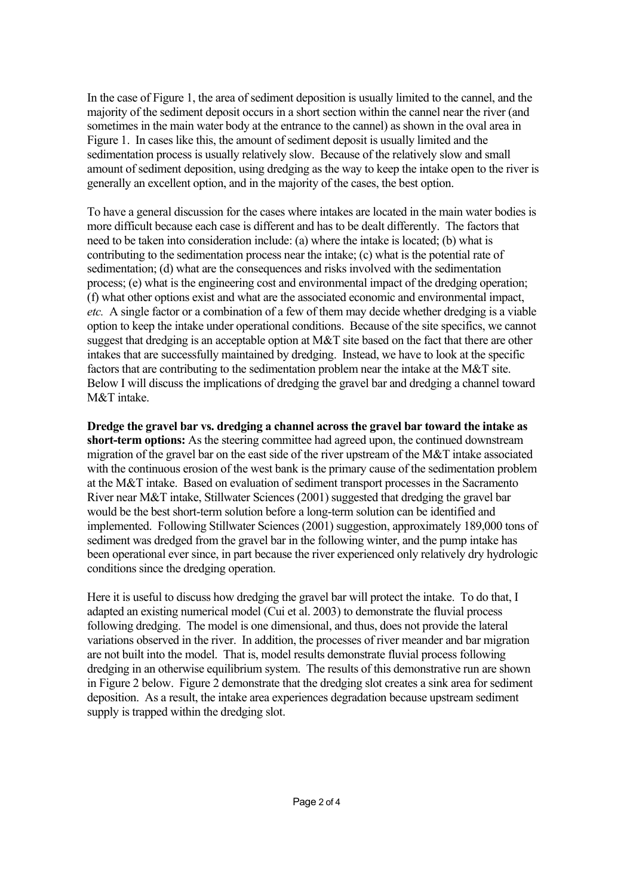In the case of Figure 1, the area of sediment deposition is usually limited to the cannel, and the majority of the sediment deposit occurs in a short section within the cannel near the river (and sometimes in the main water body at the entrance to the cannel) as shown in the oval area in Figure 1. In cases like this, the amount of sediment deposit is usually limited and the sedimentation process is usually relatively slow. Because of the relatively slow and small amount of sediment deposition, using dredging as the way to keep the intake open to the river is generally an excellent option, and in the majority of the cases, the best option.

To have a general discussion for the cases where intakes are located in the main water bodies is more difficult because each case is different and has to be dealt differently. The factors that need to be taken into consideration include: (a) where the intake is located; (b) what is contributing to the sedimentation process near the intake; (c) what is the potential rate of sedimentation; (d) what are the consequences and risks involved with the sedimentation process; (e) what is the engineering cost and environmental impact of the dredging operation; (f) what other options exist and what are the associated economic and environmental impact, *etc.* A single factor or a combination of a few of them may decide whether dredging is a viable option to keep the intake under operational conditions. Because of the site specifics, we cannot suggest that dredging is an acceptable option at M&T site based on the fact that there are other intakes that are successfully maintained by dredging. Instead, we have to look at the specific factors that are contributing to the sedimentation problem near the intake at the M&T site. Below I will discuss the implications of dredging the gravel bar and dredging a channel toward M&T intake.

**Dredge the gravel bar vs. dredging a channel across the gravel bar toward the intake as short-term options:** As the steering committee had agreed upon, the continued downstream migration of the gravel bar on the east side of the river upstream of the M&T intake associated with the continuous erosion of the west bank is the primary cause of the sedimentation problem at the M&T intake. Based on evaluation of sediment transport processes in the Sacramento River near M&T intake, Stillwater Sciences (2001) suggested that dredging the gravel bar would be the best short-term solution before a long-term solution can be identified and implemented. Following Stillwater Sciences (2001) suggestion, approximately 189,000 tons of sediment was dredged from the gravel bar in the following winter, and the pump intake has been operational ever since, in part because the river experienced only relatively dry hydrologic conditions since the dredging operation.

Here it is useful to discuss how dredging the gravel bar will protect the intake. To do that, I adapted an existing numerical model (Cui et al. 2003) to demonstrate the fluvial process following dredging. The model is one dimensional, and thus, does not provide the lateral variations observed in the river. In addition, the processes of river meander and bar migration are not built into the model. That is, model results demonstrate fluvial process following dredging in an otherwise equilibrium system. The results of this demonstrative run are shown in Figure 2 below. Figure 2 demonstrate that the dredging slot creates a sink area for sediment deposition. As a result, the intake area experiences degradation because upstream sediment supply is trapped within the dredging slot.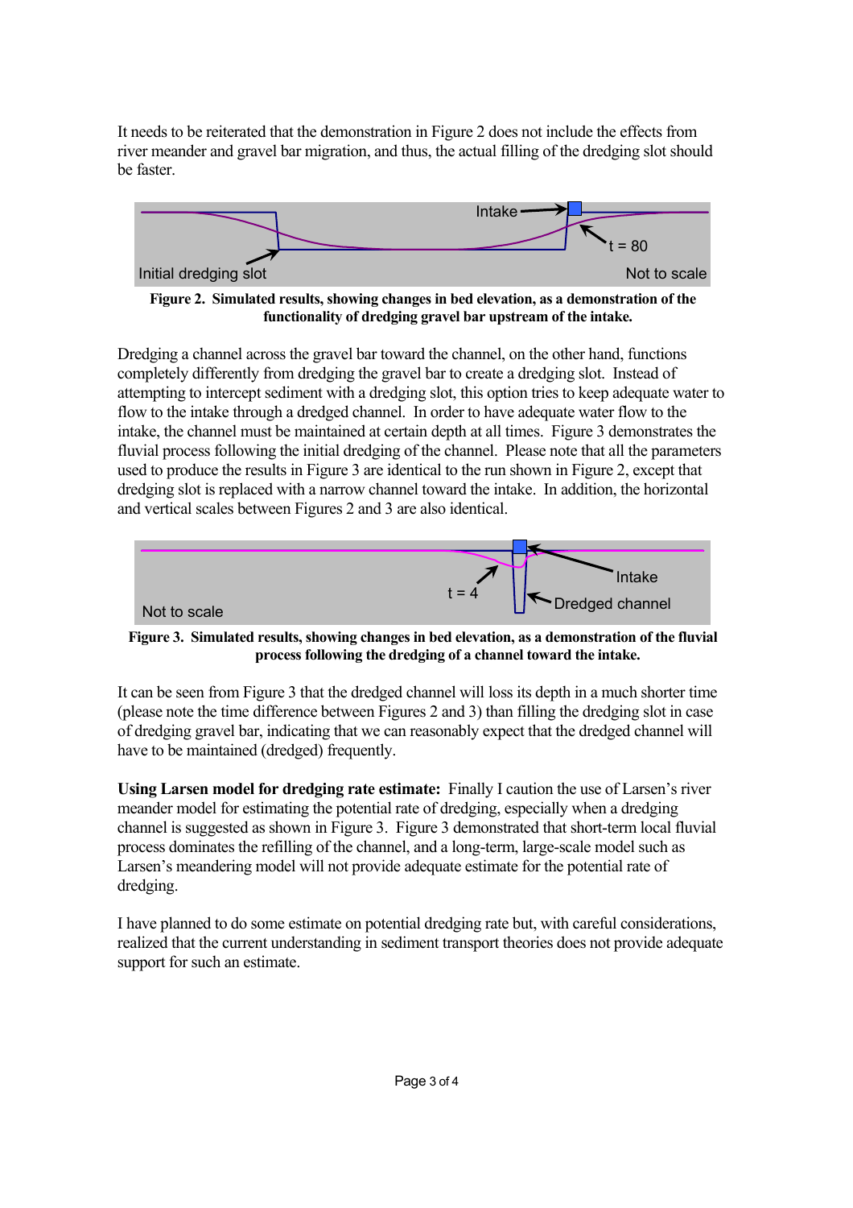It needs to be reiterated that the demonstration in Figure 2 does not include the effects from river meander and gravel bar migration, and thus, the actual filling of the dredging slot should be faster.

**Figure 2. Simulated results, showing changes in bed elevation, as a demonstration of the functionality of dredging gravel bar upstream of the intake.**

Dredging a channel across the gravel bar toward the channel, on the other hand, functions completely differently from dredging the gravel bar to create a dredging slot. Instead of attempting to intercept sediment with a dredging slot, this option tries to keep adequate water to flow to the intake through a dredged channel. In order to have adequate water flow to the intake, the channel must be maintained at certain depth at all times. Figure 3 demonstrates the fluvial process following the initial dredging of the channel. Please note that all the parameters used to produce the results in Figure 3 are identical to the run shown in Figure 2, except that dredging slot is replaced with a narrow channel toward the intake. In addition, the horizontal and vertical scales between Figures 2 and 3 are also identical.

**Figure 3. Simulated results, showing changes in bed elevation, as a demonstration of the fluvial process following the dredging of a channel toward the intake.**

It can be seen from Figure 3 that the dredged channel will loss its depth in a much shorter time (please note the time difference between Figures 2 and 3) than filling the dredging slot in case of dredging gravel bar, indicating that we can reasonably expect that the dredged channel will have to be maintained (dredged) frequently.

**Using Larsen model for dredging rate estimate:** Finally I caution the use of Larsen's river meander model for estimating the potential rate of dredging, especially when a dredging channel is suggested as shown in Figure 3. Figure 3 demonstrated that short-term local fluvial process dominates the refilling of the channel, and a long-term, large-scale model such as Larsen's meandering model will not provide adequate estimate for the potential rate of dredging.

I have planned to do some estimate on potential dredging rate but, with careful considerations, realized that the current understanding in sediment transport theories does not provide adequate support for such an estimate.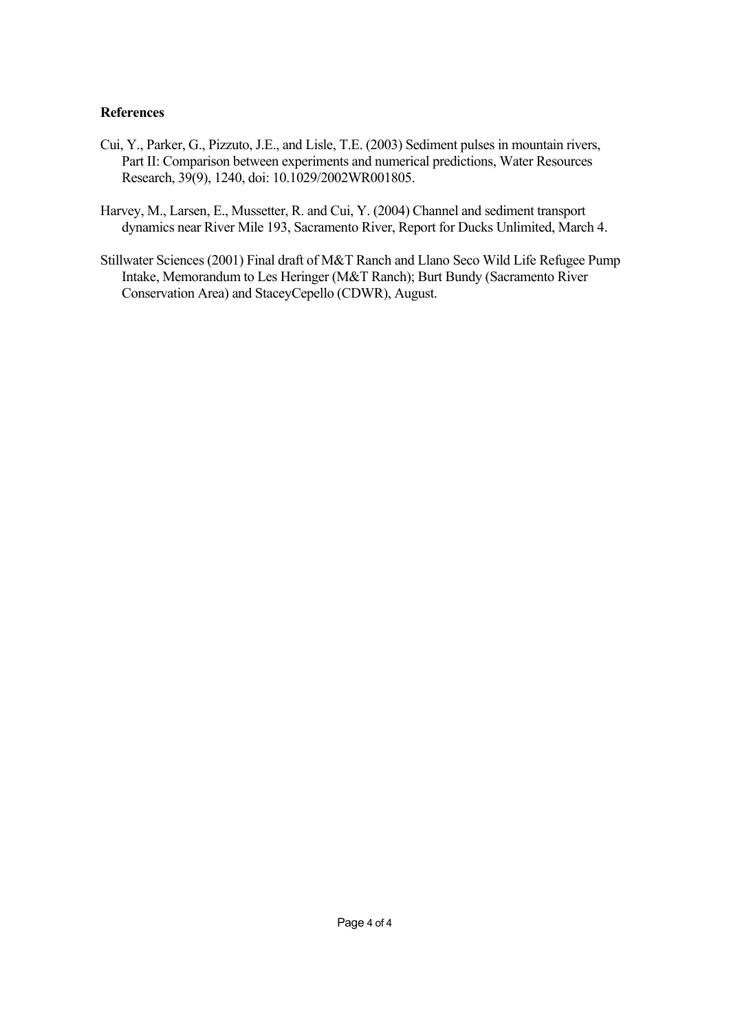**References**

Cui, Y., Parker, G., Pizzuto, J.E., and Lisle, T.E. (2003) Sediment pulses in mountain rivers, Part II: Comparison between experiments and numerical predictions, Water Resources Research, 39(9), 1240, doi: 10.1029/2002WR001805.

Harvey, M., Larsen, E., Mussetter, R. and Cui, Y. (2004) Channel and sediment transport dynamics near River Mile 193, Sacramento River, Report for Ducks Unlimited, March 4.

Stillwater Sciences (2001) Final draft of M&T Ranch and Llano Seco Wild Life Refugee Pump Intake, Memorandum to Les Heringer (M&T Ranch); Burt Bundy (Sacramento River Conservation Area) and StaceyCepello (CDWR), August.